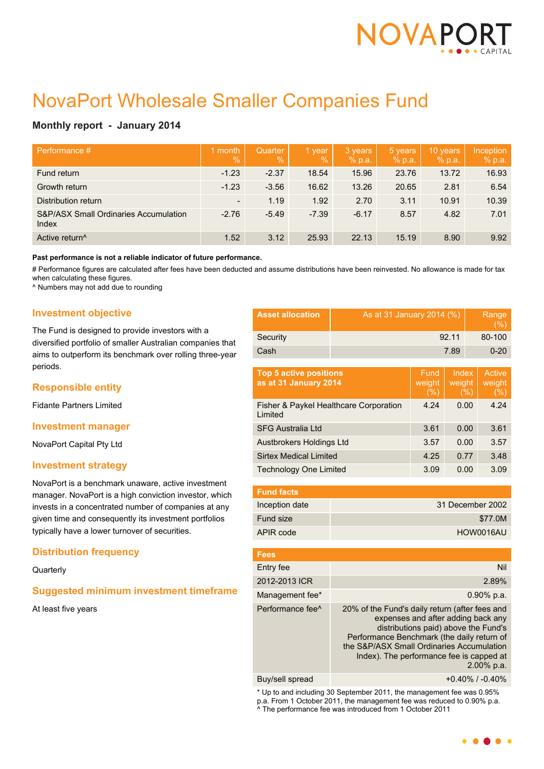NOVAPORT CAPITAL

# NovaPort Wholesale Smaller Companies Fund

**Monthly report - January 2014**

| Performance # | 1 month % | Quarter % | 1 year % | 3 years % p.a. | 5 years % p.a. | 10 years % p.a. | Inception % p.a. |
|---|---|---|---|---|---|---|---|
| Fund return | -1.23 | -2.37 | 18.54 | 15.96 | 23.76 | 13.72 | 16.93 |
| Growth return | -1.23 | -3.56 | 16.62 | 13.26 | 20.65 | 2.81 | 6.54 |
| Distribution return | - | 1.19 | 1.92 | 2.70 | 3.11 | 10.91 | 10.39 |
| S&P/ASX Small Ordinaries Accumulation Index | -2.76 | -5.49 | -7.39 | -6.17 | 8.57 | 4.82 | 7.01 |
| Active return^ | 1.52 | 3.12 | 25.93 | 22.13 | 15.19 | 8.90 | 9.92 |

**Past performance is not a reliable indicator of future performance.**

# Performance figures are calculated after fees have been deducted and assume distributions have been reinvested. No allowance is made for tax when calculating these figures.
^ Numbers may not add due to rounding

## Investment objective

The Fund is designed to provide investors with a diversified portfolio of smaller Australian companies that aims to outperform its benchmark over rolling three-year periods.

## Responsible entity

Fidante Partners Limited

## Investment manager

NovaPort Capital Pty Ltd

## Investment strategy

NovaPort is a benchmark unaware, active investment manager. NovaPort is a high conviction investor, which invests in a concentrated number of companies at any given time and consequently its investment portfolios typically have a lower turnover of securities.

## Distribution frequency

Quarterly

## Suggested minimum investment timeframe

At least five years

| Asset allocation | As at 31 January 2014 (%) | Range (%) |
|---|---|---|
| Security | 92.11 | 80-100 |
| Cash | 7.89 | 0-20 |

| Top 5 active positions as at 31 January 2014 | Fund weight (%) | Index weight (%) | Active weight (%) |
|---|---|---|---|
| Fisher & Paykel Healthcare Corporation Limited | 4.24 | 0.00 | 4.24 |
| SFG Australia Ltd | 3.61 | 0.00 | 3.61 |
| Austbrokers Holdings Ltd | 3.57 | 0.00 | 3.57 |
| Sirtex Medical Limited | 4.25 | 0.77 | 3.48 |
| Technology One Limited | 3.09 | 0.00 | 3.09 |

| Fund facts | |
|---|---|
| Inception date | 31 December 2002 |
| Fund size | $77.0M |
| APIR code | HOW0016AU |

| Fees | |
|---|---|
| Entry fee | Nil |
| 2012-2013 ICR | 2.89% |
| Management fee* | 0.90% p.a. |
| Performance fee^ | 20% of the Fund's daily return (after fees and expenses and after adding back any distributions paid) above the Fund's Performance Benchmark (the daily return of the S&P/ASX Small Ordinaries Accumulation Index). The performance fee is capped at 2.00% p.a. |
| Buy/sell spread | +0.40% / -0.40% |

* Up to and including 30 September 2011, the management fee was 0.95% p.a. From 1 October 2011, the management fee was reduced to 0.90% p.a.
^ The performance fee was introduced from 1 October 2011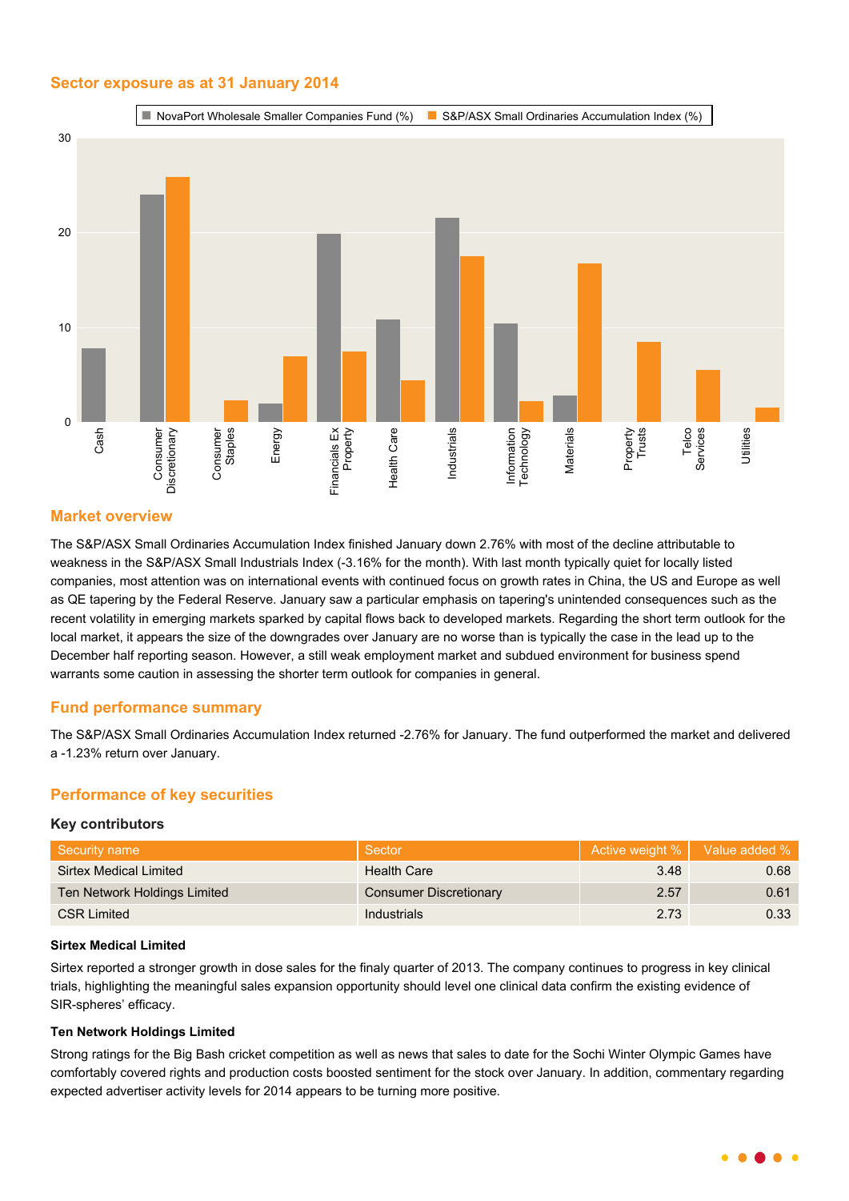## Sector exposure as at 31 January 2014

| Sector | NovaPort Wholesale Smaller Companies Fund (%) | S&P/ASX Small Ordinaries Accumulation Index (%) |
|---|---|---|
| Cash | 7.8 | 0 |
| Consumer Discretionary | 24.1 | 25.9 |
| Consumer Staples | 0 | 2.3 |
| Energy | 1.9 | 7.0 |
| Financials Ex Property | 19.9 | 7.4 |
| Health Care | 10.8 | 4.4 |
| Industrials | 21.6 | 17.5 |
| Information Technology | 10.4 | 2.2 |
| Materials | 2.8 | 16.7 |
| Property Trusts | 0 | 8.5 |
| Telco Services | 0 | 5.5 |
| Utilities | 0 | 1.5 |

## Market overview

The S&P/ASX Small Ordinaries Accumulation Index finished January down 2.76% with most of the decline attributable to weakness in the S&P/ASX Small Industrials Index (-3.16% for the month). With last month typically quiet for locally listed companies, most attention was on international events with continued focus on growth rates in China, the US and Europe as well as QE tapering by the Federal Reserve. January saw a particular emphasis on tapering's unintended consequences such as the recent volatility in emerging markets sparked by capital flows back to developed markets. Regarding the short term outlook for the local market, it appears the size of the downgrades over January are no worse than is typically the case in the lead up to the December half reporting season. However, a still weak employment market and subdued environment for business spend warrants some caution in assessing the shorter term outlook for companies in general.

## Fund performance summary

The S&P/ASX Small Ordinaries Accumulation Index returned -2.76% for January. The fund outperformed the market and delivered a -1.23% return over January.

## Performance of key securities

### Key contributors

| Security name | Sector | Active weight % | Value added % |
|---|---|---|---|
| Sirtex Medical Limited | Health Care | 3.48 | 0.68 |
| Ten Network Holdings Limited | Consumer Discretionary | 2.57 | 0.61 |
| CSR Limited | Industrials | 2.73 | 0.33 |

**Sirtex Medical Limited**

Sirtex reported a stronger growth in dose sales for the finaly quarter of 2013. The company continues to progress in key clinical trials, highlighting the meaningful sales expansion opportunity should level one clinical data confirm the existing evidence of SIR-spheres' efficacy.

**Ten Network Holdings Limited**

Strong ratings for the Big Bash cricket competition as well as news that sales to date for the Sochi Winter Olympic Games have comfortably covered rights and production costs boosted sentiment for the stock over January. In addition, commentary regarding expected advertiser activity levels for 2014 appears to be turning more positive.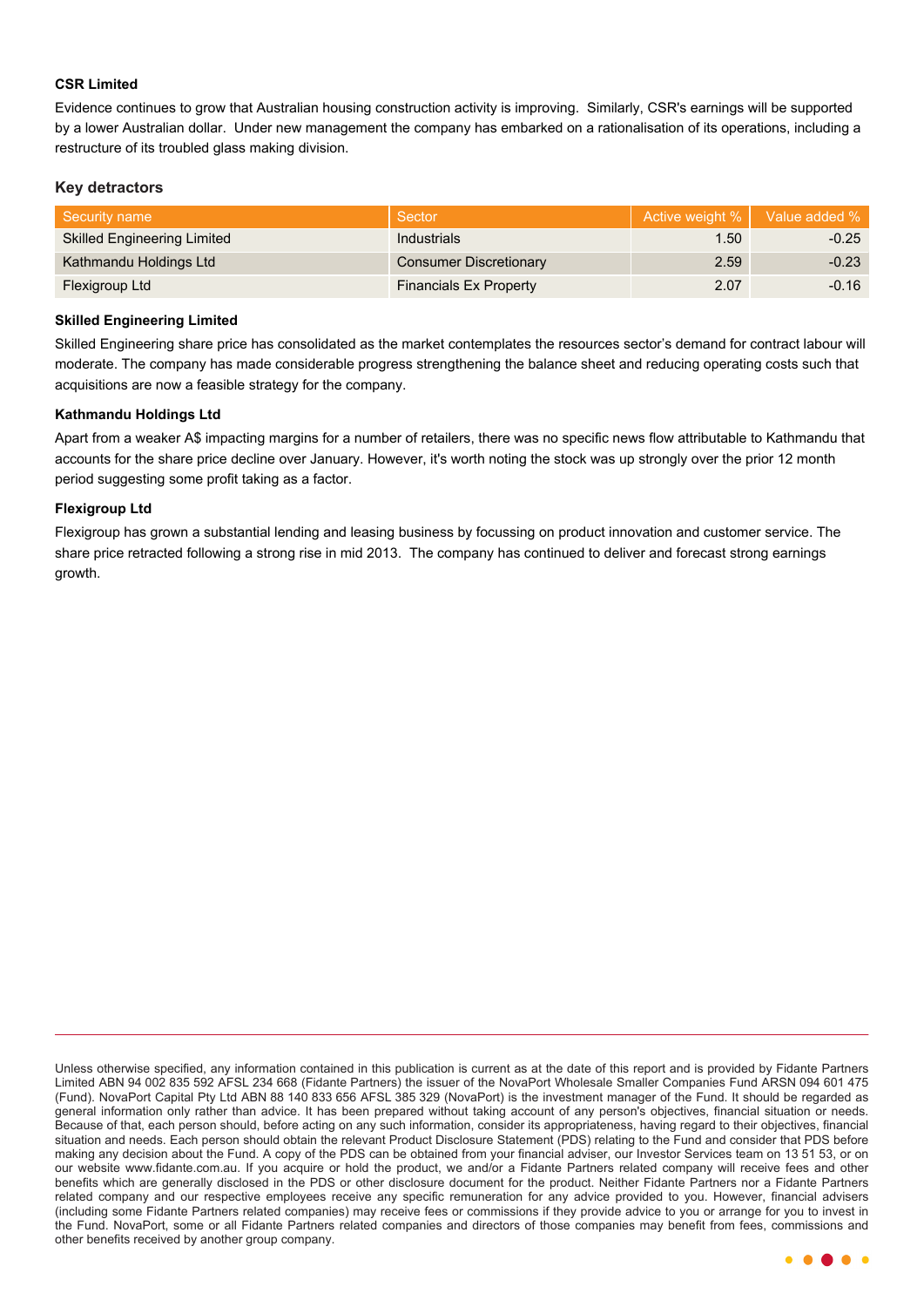**CSR Limited**

Evidence continues to grow that Australian housing construction activity is improving. Similarly, CSR's earnings will be supported by a lower Australian dollar. Under new management the company has embarked on a rationalisation of its operations, including a restructure of its troubled glass making division.

### Key detractors

| Security name | Sector | Active weight % | Value added % |
|---|---|---|---|
| Skilled Engineering Limited | Industrials | 1.50 | -0.25 |
| Kathmandu Holdings Ltd | Consumer Discretionary | 2.59 | -0.23 |
| Flexigroup Ltd | Financials Ex Property | 2.07 | -0.16 |

**Skilled Engineering Limited**

Skilled Engineering share price has consolidated as the market contemplates the resources sector's demand for contract labour will moderate. The company has made considerable progress strengthening the balance sheet and reducing operating costs such that acquisitions are now a feasible strategy for the company.

**Kathmandu Holdings Ltd**

Apart from a weaker A$ impacting margins for a number of retailers, there was no specific news flow attributable to Kathmandu that accounts for the share price decline over January. However, it's worth noting the stock was up strongly over the prior 12 month period suggesting some profit taking as a factor.

**Flexigroup Ltd**

Flexigroup has grown a substantial lending and leasing business by focussing on product innovation and customer service. The share price retracted following a strong rise in mid 2013. The company has continued to deliver and forecast strong earnings growth.

---

Unless otherwise specified, any information contained in this publication is current as at the date of this report and is provided by Fidante Partners Limited ABN 94 002 835 592 AFSL 234 668 (Fidante Partners) the issuer of the NovaPort Wholesale Smaller Companies Fund ARSN 094 601 475 (Fund). NovaPort Capital Pty Ltd ABN 88 140 833 656 AFSL 385 329 (NovaPort) is the investment manager of the Fund. It should be regarded as general information only rather than advice. It has been prepared without taking account of any person's objectives, financial situation or needs. Because of that, each person should, before acting on any such information, consider its appropriateness, having regard to their objectives, financial situation and needs. Each person should obtain the relevant Product Disclosure Statement (PDS) relating to the Fund and consider that PDS before making any decision about the Fund. A copy of the PDS can be obtained from your financial adviser, our Investor Services team on 13 51 53, or on our website www.fidante.com.au. If you acquire or hold the product, we and/or a Fidante Partners related company will receive fees and other benefits which are generally disclosed in the PDS or other disclosure document for the product. Neither Fidante Partners nor a Fidante Partners related company and our respective employees receive any specific remuneration for any advice provided to you. However, financial advisers (including some Fidante Partners related companies) may receive fees or commissions if they provide advice to you or arrange for you to invest in the Fund. NovaPort, some or all Fidante Partners related companies and directors of those companies may benefit from fees, commissions and other benefits received by another group company.